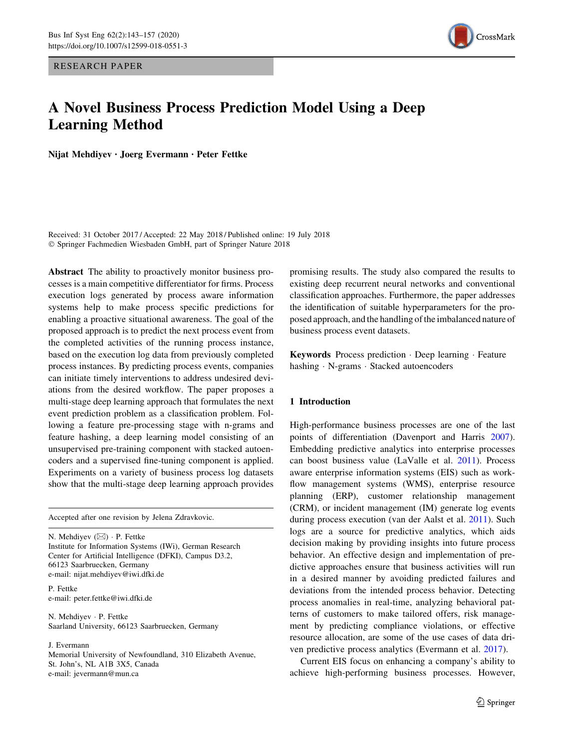RESEARCH PAPER

# A Novel Business Process Prediction Model Using a Deep Learning Method

**Nijat Mehdiyev · Joerg Evermann · Peter Fettke**

Received: 31 October 2017 / Accepted: 22 May 2018 / Published online: 19 July 2018
© Springer Fachmedien Wiesbaden GmbH, part of Springer Nature 2018

**Abstract** The ability to proactively monitor business processes is a main competitive differentiator for firms. Process execution logs generated by process aware information systems help to make process specific predictions for enabling a proactive situational awareness. The goal of the proposed approach is to predict the next process event from the completed activities of the running process instance, based on the execution log data from previously completed process instances. By predicting process events, companies can initiate timely interventions to address undesired deviations from the desired workflow. The paper proposes a multi-stage deep learning approach that formulates the next event prediction problem as a classification problem. Following a feature pre-processing stage with n-grams and feature hashing, a deep learning model consisting of an unsupervised pre-training component with stacked autoencoders and a supervised fine-tuning component is applied. Experiments on a variety of business process log datasets show that the multi-stage deep learning approach provides promising results. The study also compared the results to existing deep recurrent neural networks and conventional classification approaches. Furthermore, the paper addresses the identification of suitable hyperparameters for the proposed approach, and the handling of the imbalanced nature of business process event datasets.

**Keywords** Process prediction · Deep learning · Feature hashing · N-grams · Stacked autoencoders

Accepted after one revision by Jelena Zdravkovic.

N. Mehdiyev (✉) · P. Fettke
Institute for Information Systems (IWi), German Research Center for Artificial Intelligence (DFKI), Campus D3.2, 66123 Saarbruecken, Germany
e-mail: nijat.mehdiyev@iwi.dfki.de

P. Fettke
e-mail: peter.fettke@iwi.dfki.de

N. Mehdiyev · P. Fettke
Saarland University, 66123 Saarbruecken, Germany

J. Evermann
Memorial University of Newfoundland, 310 Elizabeth Avenue, St. John's, NL A1B 3X5, Canada
e-mail: jevermann@mun.ca

## 1 Introduction

High-performance business processes are one of the last points of differentiation (Davenport and Harris 2007). Embedding predictive analytics into enterprise processes can boost business value (LaValle et al. 2011). Process aware enterprise information systems (EIS) such as workflow management systems (WMS), enterprise resource planning (ERP), customer relationship management (CRM), or incident management (IM) generate log events during process execution (van der Aalst et al. 2011). Such logs are a source for predictive analytics, which aids decision making by providing insights into future process behavior. An effective design and implementation of predictive approaches ensure that business activities will run in a desired manner by avoiding predicted failures and deviations from the intended process behavior. Detecting process anomalies in real-time, analyzing behavioral patterns of customers to make tailored offers, risk management by predicting compliance violations, or effective resource allocation, are some of the use cases of data driven predictive process analytics (Evermann et al. 2017).

Current EIS focus on enhancing a company's ability to achieve high-performing business processes. However,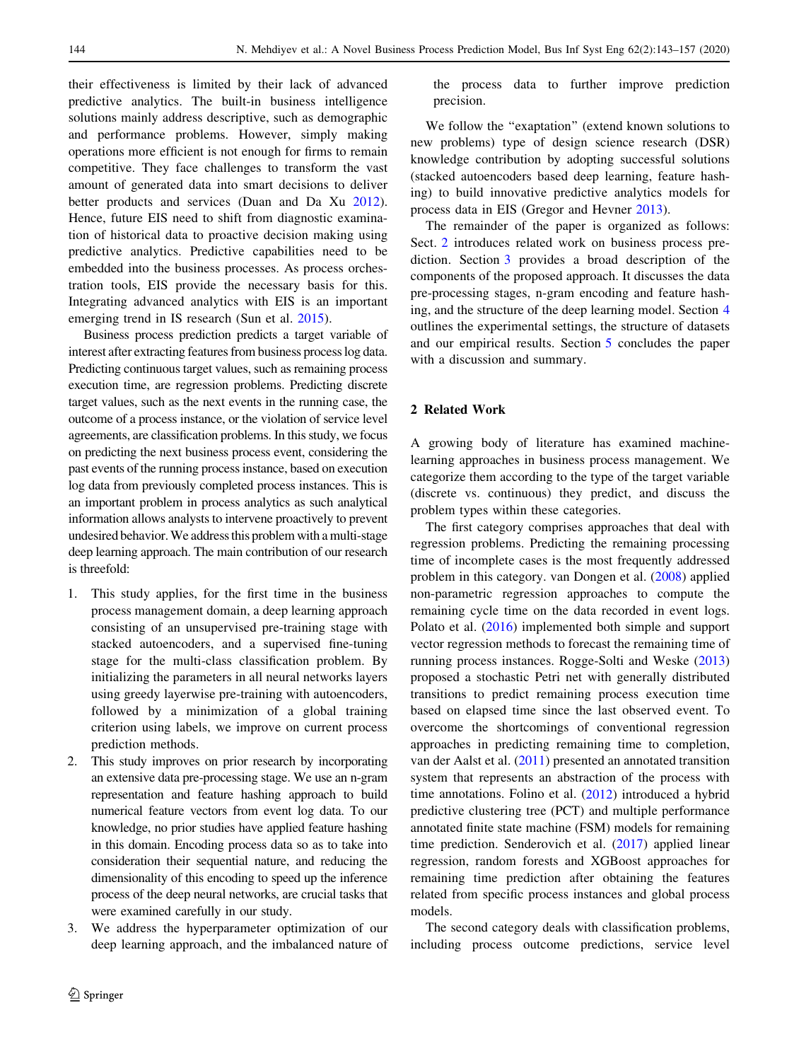their effectiveness is limited by their lack of advanced predictive analytics. The built-in business intelligence solutions mainly address descriptive, such as demographic and performance problems. However, simply making operations more efficient is not enough for firms to remain competitive. They face challenges to transform the vast amount of generated data into smart decisions to deliver better products and services (Duan and Da Xu 2012). Hence, future EIS need to shift from diagnostic examination of historical data to proactive decision making using predictive analytics. Predictive capabilities need to be embedded into the business processes. As process orchestration tools, EIS provide the necessary basis for this. Integrating advanced analytics with EIS is an important emerging trend in IS research (Sun et al. 2015).

Business process prediction predicts a target variable of interest after extracting features from business process log data. Predicting continuous target values, such as remaining process execution time, are regression problems. Predicting discrete target values, such as the next events in the running case, the outcome of a process instance, or the violation of service level agreements, are classification problems. In this study, we focus on predicting the next business process event, considering the past events of the running process instance, based on execution log data from previously completed process instances. This is an important problem in process analytics as such analytical information allows analysts to intervene proactively to prevent undesired behavior. We address this problem with a multi-stage deep learning approach. The main contribution of our research is threefold:

1. This study applies, for the first time in the business process management domain, a deep learning approach consisting of an unsupervised pre-training stage with stacked autoencoders, and a supervised fine-tuning stage for the multi-class classification problem. By initializing the parameters in all neural networks layers using greedy layerwise pre-training with autoencoders, followed by a minimization of a global training criterion using labels, we improve on current process prediction methods.
2. This study improves on prior research by incorporating an extensive data pre-processing stage. We use an n-gram representation and feature hashing approach to build numerical feature vectors from event log data. To our knowledge, no prior studies have applied feature hashing in this domain. Encoding process data so as to take into consideration their sequential nature, and reducing the dimensionality of this encoding to speed up the inference process of the deep neural networks, are crucial tasks that were examined carefully in our study.
3. We address the hyperparameter optimization of our deep learning approach, and the imbalanced nature of the process data to further improve prediction precision.

We follow the "exaptation" (extend known solutions to new problems) type of design science research (DSR) knowledge contribution by adopting successful solutions (stacked autoencoders based deep learning, feature hashing) to build innovative predictive analytics models for process data in EIS (Gregor and Hevner 2013).

The remainder of the paper is organized as follows: Sect. 2 introduces related work on business process prediction. Section 3 provides a broad description of the components of the proposed approach. It discusses the data pre-processing stages, n-gram encoding and feature hashing, and the structure of the deep learning model. Section 4 outlines the experimental settings, the structure of datasets and our empirical results. Section 5 concludes the paper with a discussion and summary.

## 2 Related Work

A growing body of literature has examined machine-learning approaches in business process management. We categorize them according to the type of the target variable (discrete vs. continuous) they predict, and discuss the problem types within these categories.

The first category comprises approaches that deal with regression problems. Predicting the remaining processing time of incomplete cases is the most frequently addressed problem in this category. van Dongen et al. (2008) applied non-parametric regression approaches to compute the remaining cycle time on the data recorded in event logs. Polato et al. (2016) implemented both simple and support vector regression methods to forecast the remaining time of running process instances. Rogge-Solti and Weske (2013) proposed a stochastic Petri net with generally distributed transitions to predict remaining process execution time based on elapsed time since the last observed event. To overcome the shortcomings of conventional regression approaches in predicting remaining time to completion, van der Aalst et al. (2011) presented an annotated transition system that represents an abstraction of the process with time annotations. Folino et al. (2012) introduced a hybrid predictive clustering tree (PCT) and multiple performance annotated finite state machine (FSM) models for remaining time prediction. Senderovich et al. (2017) applied linear regression, random forests and XGBoost approaches for remaining time prediction after obtaining the features related from specific process instances and global process models.

The second category deals with classification problems, including process outcome predictions, service level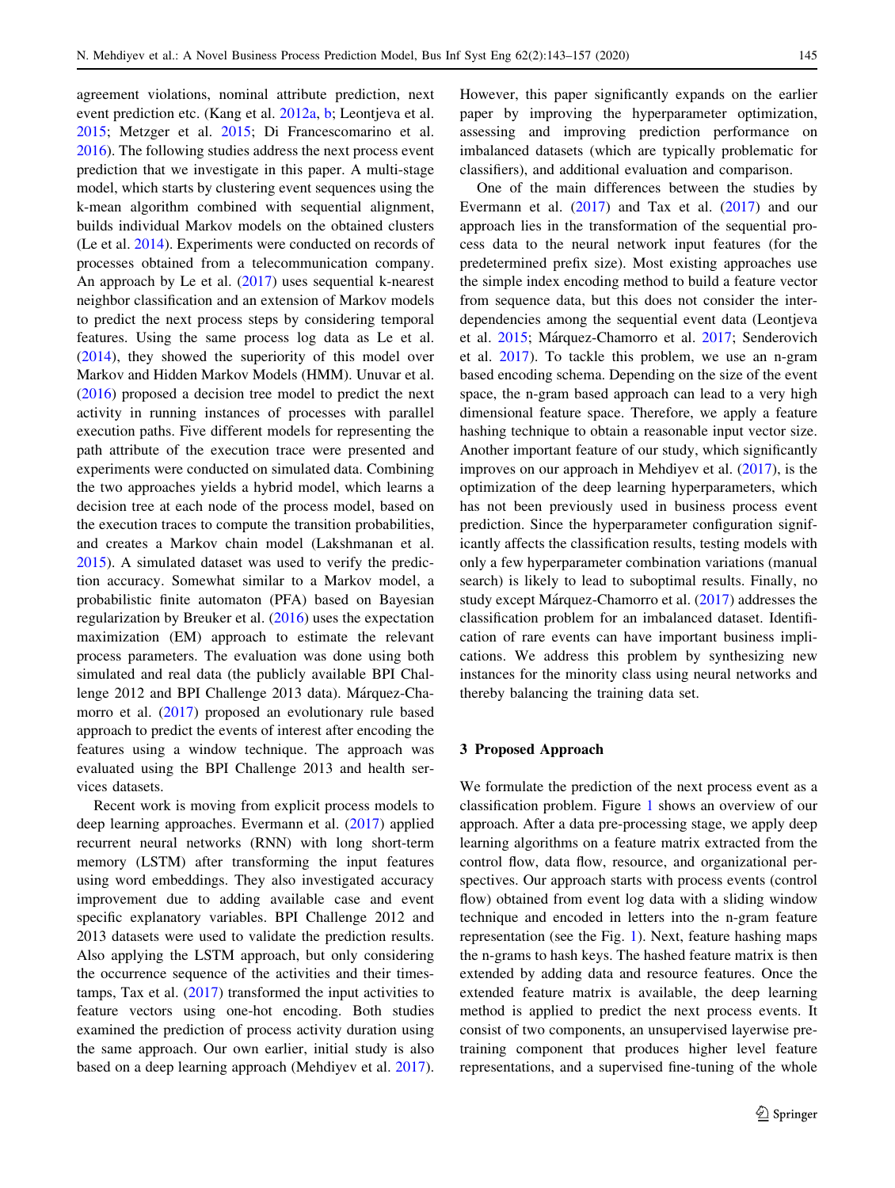agreement violations, nominal attribute prediction, next event prediction etc. (Kang et al. 2012a, b; Leontjeva et al. 2015; Metzger et al. 2015; Di Francescomarino et al. 2016). The following studies address the next process event prediction that we investigate in this paper. A multi-stage model, which starts by clustering event sequences using the k-mean algorithm combined with sequential alignment, builds individual Markov models on the obtained clusters (Le et al. 2014). Experiments were conducted on records of processes obtained from a telecommunication company. An approach by Le et al. (2017) uses sequential k-nearest neighbor classification and an extension of Markov models to predict the next process steps by considering temporal features. Using the same process log data as Le et al. (2014), they showed the superiority of this model over Markov and Hidden Markov Models (HMM). Unuvar et al. (2016) proposed a decision tree model to predict the next activity in running instances of processes with parallel execution paths. Five different models for representing the path attribute of the execution trace were presented and experiments were conducted on simulated data. Combining the two approaches yields a hybrid model, which learns a decision tree at each node of the process model, based on the execution traces to compute the transition probabilities, and creates a Markov chain model (Lakshmanan et al. 2015). A simulated dataset was used to verify the prediction accuracy. Somewhat similar to a Markov model, a probabilistic finite automaton (PFA) based on Bayesian regularization by Breuker et al. (2016) uses the expectation maximization (EM) approach to estimate the relevant process parameters. The evaluation was done using both simulated and real data (the publicly available BPI Challenge 2012 and BPI Challenge 2013 data). Márquez-Chamorro et al. (2017) proposed an evolutionary rule based approach to predict the events of interest after encoding the features using a window technique. The approach was evaluated using the BPI Challenge 2013 and health services datasets.

Recent work is moving from explicit process models to deep learning approaches. Evermann et al. (2017) applied recurrent neural networks (RNN) with long short-term memory (LSTM) after transforming the input features using word embeddings. They also investigated accuracy improvement due to adding available case and event specific explanatory variables. BPI Challenge 2012 and 2013 datasets were used to validate the prediction results. Also applying the LSTM approach, but only considering the occurrence sequence of the activities and their timestamps, Tax et al. (2017) transformed the input activities to feature vectors using one-hot encoding. Both studies examined the prediction of process activity duration using the same approach. Our own earlier, initial study is also based on a deep learning approach (Mehdiyev et al. 2017). However, this paper significantly expands on the earlier paper by improving the hyperparameter optimization, assessing and improving prediction performance on imbalanced datasets (which are typically problematic for classifiers), and additional evaluation and comparison.

One of the main differences between the studies by Evermann et al. (2017) and Tax et al. (2017) and our approach lies in the transformation of the sequential process data to the neural network input features (for the predetermined prefix size). Most existing approaches use the simple index encoding method to build a feature vector from sequence data, but this does not consider the interdependencies among the sequential event data (Leontjeva et al. 2015; Márquez-Chamorro et al. 2017; Senderovich et al. 2017). To tackle this problem, we use an n-gram based encoding schema. Depending on the size of the event space, the n-gram based approach can lead to a very high dimensional feature space. Therefore, we apply a feature hashing technique to obtain a reasonable input vector size. Another important feature of our study, which significantly improves on our approach in Mehdiyev et al. (2017), is the optimization of the deep learning hyperparameters, which has not been previously used in business process event prediction. Since the hyperparameter configuration significantly affects the classification results, testing models with only a few hyperparameter combination variations (manual search) is likely to lead to suboptimal results. Finally, no study except Márquez-Chamorro et al. (2017) addresses the classification problem for an imbalanced dataset. Identification of rare events can have important business implications. We address this problem by synthesizing new instances for the minority class using neural networks and thereby balancing the training data set.

## 3 Proposed Approach

We formulate the prediction of the next process event as a classification problem. Figure 1 shows an overview of our approach. After a data pre-processing stage, we apply deep learning algorithms on a feature matrix extracted from the control flow, data flow, resource, and organizational perspectives. Our approach starts with process events (control flow) obtained from event log data with a sliding window technique and encoded in letters into the n-gram feature representation (see the Fig. 1). Next, feature hashing maps the n-grams to hash keys. The hashed feature matrix is then extended by adding data and resource features. Once the extended feature matrix is available, the deep learning method is applied to predict the next process events. It consist of two components, an unsupervised layerwise pre-training component that produces higher level feature representations, and a supervised fine-tuning of the whole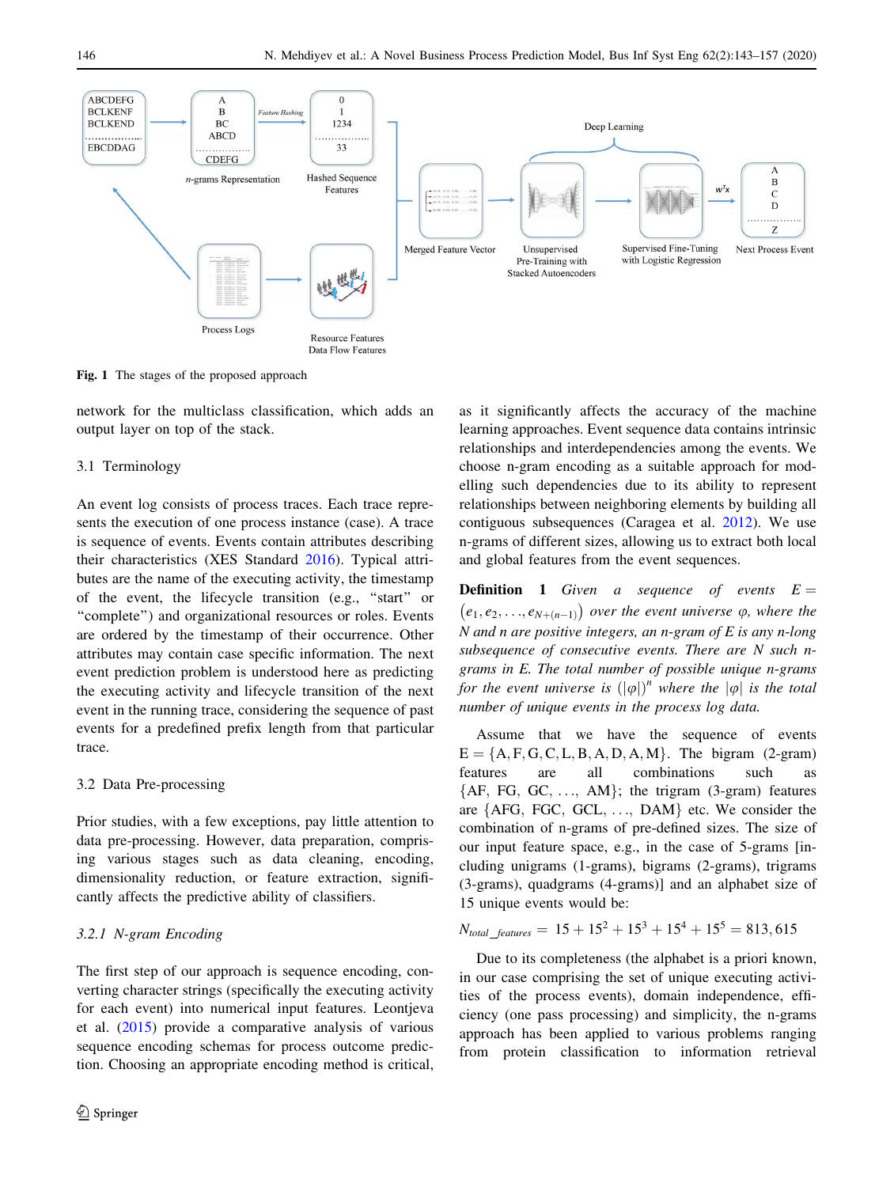Fig. 1 The stages of the proposed approach

network for the multiclass classification, which adds an output layer on top of the stack.

### 3.1 Terminology

An event log consists of process traces. Each trace represents the execution of one process instance (case). A trace is sequence of events. Events contain attributes describing their characteristics (XES Standard 2016). Typical attributes are the name of the executing activity, the timestamp of the event, the lifecycle transition (e.g., "start" or "complete") and organizational resources or roles. Events are ordered by the timestamp of their occurrence. Other attributes may contain case specific information. The next event prediction problem is understood here as predicting the executing activity and lifecycle transition of the next event in the running trace, considering the sequence of past events for a predefined prefix length from that particular trace.

### 3.2 Data Pre-processing

Prior studies, with a few exceptions, pay little attention to data pre-processing. However, data preparation, comprising various stages such as data cleaning, encoding, dimensionality reduction, or feature extraction, significantly affects the predictive ability of classifiers.

#### *3.2.1 N-gram Encoding*

The first step of our approach is sequence encoding, converting character strings (specifically the executing activity for each event) into numerical input features. Leontjeva et al. (2015) provide a comparative analysis of various sequence encoding schemas for process outcome prediction. Choosing an appropriate encoding method is critical, as it significantly affects the accuracy of the machine learning approaches. Event sequence data contains intrinsic relationships and interdependencies among the events. We choose n-gram encoding as a suitable approach for modelling such dependencies due to its ability to represent relationships between neighboring elements by building all contiguous subsequences (Caragea et al. 2012). We use n-grams of different sizes, allowing us to extract both local and global features from the event sequences.

**Definition 1** *Given a sequence of events* $E = (e_1, e_2, \ldots, e_{N+(n-1)})$ *over the event universe* $\varphi$*, where the* $N$ *and* $n$ *are positive integers, an n-gram of* $E$ *is any n-long subsequence of consecutive events. There are* $N$ *such n-grams in* $E$*. The total number of possible unique n-grams for the event universe is* $(|\varphi|)^n$ *where the* $|\varphi|$ *is the total number of unique events in the process log data.*

Assume that we have the sequence of events $E = \{A, F, G, C, L, B, A, D, A, M\}$. The bigram (2-gram) features are all combinations such as {AF, FG, GC, …, AM}; the trigram (3-gram) features are {AFG, FGC, GCL, …, DAM} etc. We consider the combination of n-grams of pre-defined sizes. The size of our input feature space, e.g., in the case of 5-grams [including unigrams (1-grams), bigrams (2-grams), trigrams (3-grams), quadgrams (4-grams)] and an alphabet size of 15 unique events would be:

$$N_{total\_features} = 15 + 15^2 + 15^3 + 15^4 + 15^5 = 813{,}615$$

Due to its completeness (the alphabet is a priori known, in our case comprising the set of unique executing activities of the process events), domain independence, efficiency (one pass processing) and simplicity, the n-grams approach has been applied to various problems ranging from protein classification to information retrieval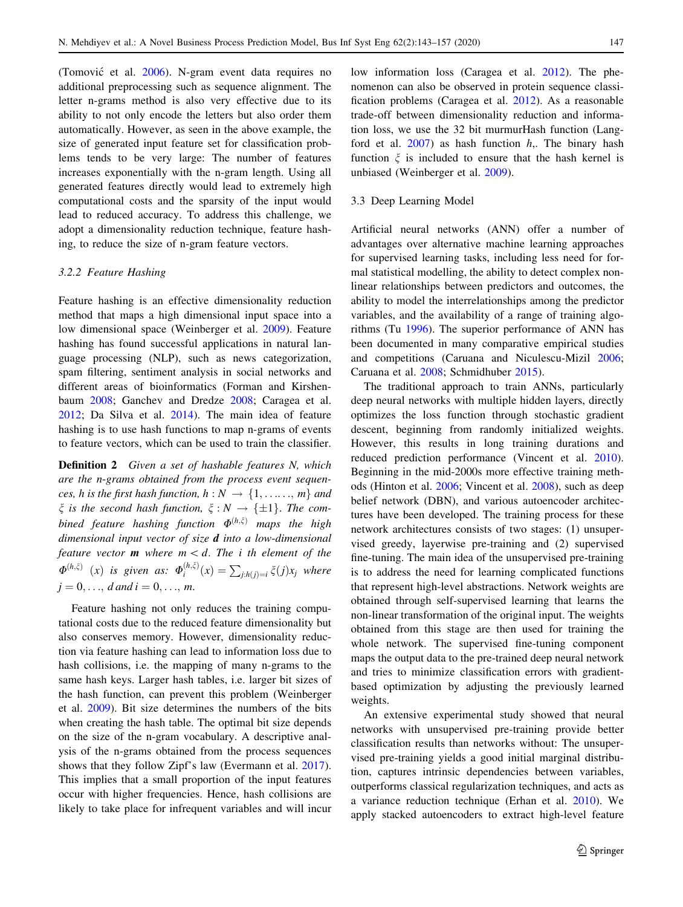(Tomović et al. 2006). N-gram event data requires no additional preprocessing such as sequence alignment. The letter n-grams method is also very effective due to its ability to not only encode the letters but also order them automatically. However, as seen in the above example, the size of generated input feature set for classification problems tends to be very large: The number of features increases exponentially with the n-gram length. Using all generated features directly would lead to extremely high computational costs and the sparsity of the input would lead to reduced accuracy. To address this challenge, we adopt a dimensionality reduction technique, feature hashing, to reduce the size of n-gram feature vectors.

### 3.2.2 Feature Hashing

Feature hashing is an effective dimensionality reduction method that maps a high dimensional input space into a low dimensional space (Weinberger et al. 2009). Feature hashing has found successful applications in natural language processing (NLP), such as news categorization, spam filtering, sentiment analysis in social networks and different areas of bioinformatics (Forman and Kirshenbaum 2008; Ganchev and Dredze 2008; Caragea et al. 2012; Da Silva et al. 2014). The main idea of feature hashing is to use hash functions to map n-grams of events to feature vectors, which can be used to train the classifier.

**Definition 2** *Given a set of hashable features N, which are the n-grams obtained from the process event sequences, h is the first hash function,* $h : N \rightarrow \{1, \ldots\ldots, m\}$ *and* $\xi$ *is the second hash function,* $\xi : N \rightarrow \{\pm 1\}$. *The combined feature hashing function* $\Phi^{(h,\xi)}$ *maps the high dimensional input vector of size* $\boldsymbol{d}$ *into a low-dimensional feature vector* $\boldsymbol{m}$ *where* $m < d$. *The i th element of the* $\Phi^{(h,\xi)}$ $(x)$ *is given as:* $\Phi_i^{(h,\xi)}(x) = \sum_{j:h(j)=i} \xi(j)x_j$ *where* $j = 0, \ldots, d$ *and* $i = 0, \ldots, m$.

Feature hashing not only reduces the training computational costs due to the reduced feature dimensionality but also conserves memory. However, dimensionality reduction via feature hashing can lead to information loss due to hash collisions, i.e. the mapping of many n-grams to the same hash keys. Larger hash tables, i.e. larger bit sizes of the hash function, can prevent this problem (Weinberger et al. 2009). Bit size determines the numbers of the bits when creating the hash table. The optimal bit size depends on the size of the n-gram vocabulary. A descriptive analysis of the n-grams obtained from the process sequences shows that they follow Zipf's law (Evermann et al. 2017). This implies that a small proportion of the input features occur with higher frequencies. Hence, hash collisions are likely to take place for infrequent variables and will incur low information loss (Caragea et al. 2012). The phenomenon can also be observed in protein sequence classification problems (Caragea et al. 2012). As a reasonable trade-off between dimensionality reduction and information loss, we use the 32 bit murmurHash function (Langford et al. 2007) as hash function $h$,. The binary hash function $\xi$ is included to ensure that the hash kernel is unbiased (Weinberger et al. 2009).

## 3.3 Deep Learning Model

Artificial neural networks (ANN) offer a number of advantages over alternative machine learning approaches for supervised learning tasks, including less need for formal statistical modelling, the ability to detect complex nonlinear relationships between predictors and outcomes, the ability to model the interrelationships among the predictor variables, and the availability of a range of training algorithms (Tu 1996). The superior performance of ANN has been documented in many comparative empirical studies and competitions (Caruana and Niculescu-Mizil 2006; Caruana et al. 2008; Schmidhuber 2015).

The traditional approach to train ANNs, particularly deep neural networks with multiple hidden layers, directly optimizes the loss function through stochastic gradient descent, beginning from randomly initialized weights. However, this results in long training durations and reduced prediction performance (Vincent et al. 2010). Beginning in the mid-2000s more effective training methods (Hinton et al. 2006; Vincent et al. 2008), such as deep belief network (DBN), and various autoencoder architectures have been developed. The training process for these network architectures consists of two stages: (1) unsupervised greedy, layerwise pre-training and (2) supervised fine-tuning. The main idea of the unsupervised pre-training is to address the need for learning complicated functions that represent high-level abstractions. Network weights are obtained through self-supervised learning that learns the non-linear transformation of the original input. The weights obtained from this stage are then used for training the whole network. The supervised fine-tuning component maps the output data to the pre-trained deep neural network and tries to minimize classification errors with gradient-based optimization by adjusting the previously learned weights.

An extensive experimental study showed that neural networks with unsupervised pre-training provide better classification results than networks without: The unsupervised pre-training yields a good initial marginal distribution, captures intrinsic dependencies between variables, outperforms classical regularization techniques, and acts as a variance reduction technique (Erhan et al. 2010). We apply stacked autoencoders to extract high-level feature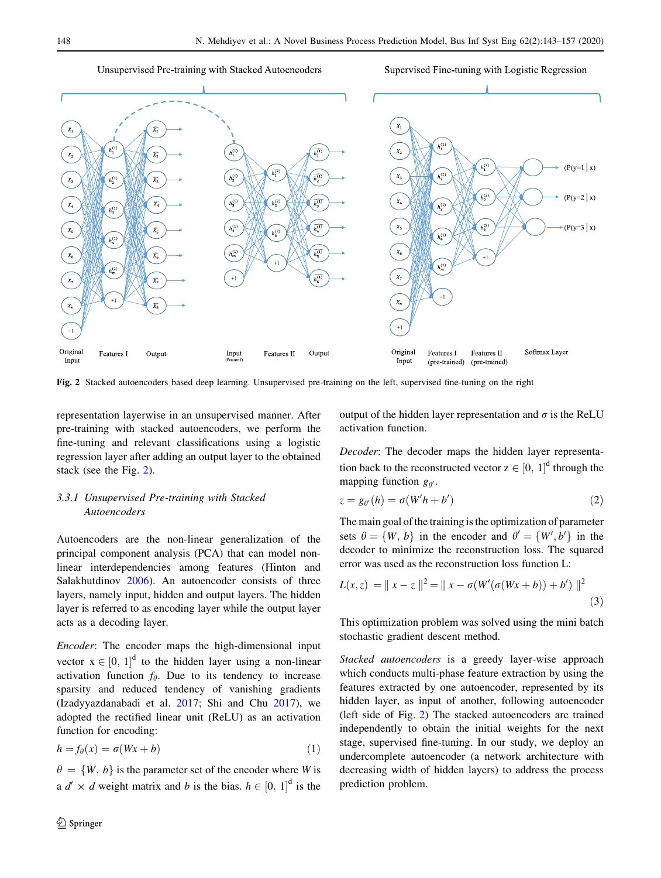Fig. 2 Stacked autoencoders based deep learning. Unsupervised pre-training on the left, supervised fine-tuning on the right

representation layerwise in an unsupervised manner. After pre-training with stacked autoencoders, we perform the fine-tuning and relevant classifications using a logistic regression layer after adding an output layer to the obtained stack (see the Fig. 2).

### 3.3.1 Unsupervised Pre-training with Stacked Autoencoders

Autoencoders are the non-linear generalization of the principal component analysis (PCA) that can model non-linear interdependencies among features (Hinton and Salakhutdinov 2006). An autoencoder consists of three layers, namely input, hidden and output layers. The hidden layer is referred to as encoding layer while the output layer acts as a decoding layer.

*Encoder*: The encoder maps the high-dimensional input vector $x \in [0, 1]^d$ to the hidden layer using a non-linear activation function $f_\theta$. Due to its tendency to increase sparsity and reduced tendency of vanishing gradients (Izadyyazdanabadi et al. 2017; Shi and Chu 2017), we adopted the rectified linear unit (ReLU) as an activation function for encoding:

$$h = f_\theta(x) = \sigma(Wx + b) \tag{1}$$

$\theta = \{W, b\}$ is the parameter set of the encoder where $W$ is a $d' \times d$ weight matrix and $b$ is the bias. $h \in [0, 1]^d$ is the output of the hidden layer representation and $\sigma$ is the ReLU activation function.

*Decoder*: The decoder maps the hidden layer representation back to the reconstructed vector $z \in [0, 1]^d$ through the mapping function $g_{\theta'}$.

$$z = g_{\theta'}(h) = \sigma(W'h + b') \tag{2}$$

The main goal of the training is the optimization of parameter sets $\theta = \{W, b\}$ in the encoder and $\theta' = \{W', b'\}$ in the decoder to minimize the reconstruction loss. The squared error was used as the reconstruction loss function L:

$$L(x, z) = \| x - z \|^2 = \| x - \sigma(W'(\sigma(Wx + b)) + b') \|^2 \tag{3}$$

This optimization problem was solved using the mini batch stochastic gradient descent method.

*Stacked autoencoders* is a greedy layer-wise approach which conducts multi-phase feature extraction by using the features extracted by one autoencoder, represented by its hidden layer, as input of another, following autoencoder (left side of Fig. 2) The stacked autoencoders are trained independently to obtain the initial weights for the next stage, supervised fine-tuning. In our study, we deploy an undercomplete autoencoder (a network architecture with decreasing width of hidden layers) to address the process prediction problem.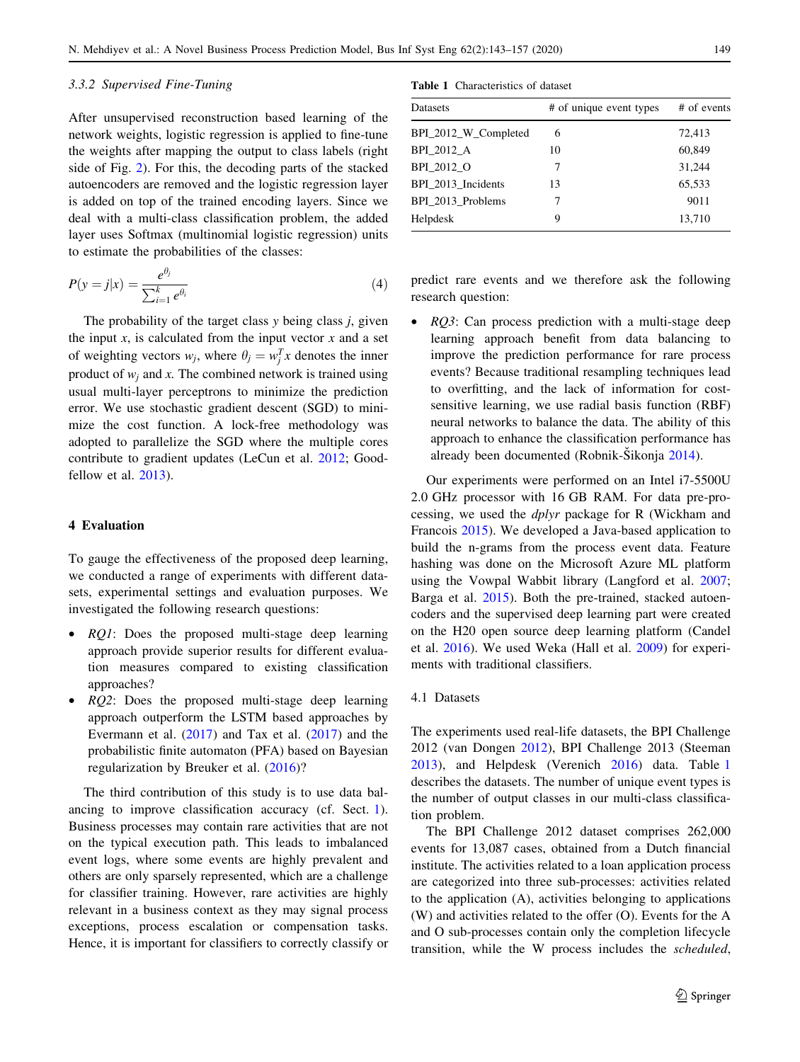### 3.3.2 Supervised Fine-Tuning

After unsupervised reconstruction based learning of the network weights, logistic regression is applied to fine-tune the weights after mapping the output to class labels (right side of Fig. 2). For this, the decoding parts of the stacked autoencoders are removed and the logistic regression layer is added on top of the trained encoding layers. Since we deal with a multi-class classification problem, the added layer uses Softmax (multinomial logistic regression) units to estimate the probabilities of the classes:

$$P(y = j|x) = \frac{e^{\theta_j}}{\sum_{i=1}^{k} e^{\theta_i}} \quad (4)$$

The probability of the target class $y$ being class $j$, given the input $x$, is calculated from the input vector $x$ and a set of weighting vectors $w_j$, where $\theta_j = w_j^T x$ denotes the inner product of $w_j$ and $x$. The combined network is trained using usual multi-layer perceptrons to minimize the prediction error. We use stochastic gradient descent (SGD) to minimize the cost function. A lock-free methodology was adopted to parallelize the SGD where the multiple cores contribute to gradient updates (LeCun et al. 2012; Goodfellow et al. 2013).

## 4 Evaluation

To gauge the effectiveness of the proposed deep learning, we conducted a range of experiments with different datasets, experimental settings and evaluation purposes. We investigated the following research questions:

- *RQ1*: Does the proposed multi-stage deep learning approach provide superior results for different evaluation measures compared to existing classification approaches?
- *RQ2*: Does the proposed multi-stage deep learning approach outperform the LSTM based approaches by Evermann et al. (2017) and Tax et al. (2017) and the probabilistic finite automaton (PFA) based on Bayesian regularization by Breuker et al. (2016)?

The third contribution of this study is to use data balancing to improve classification accuracy (cf. Sect. 1). Business processes may contain rare activities that are not on the typical execution path. This leads to imbalanced event logs, where some events are highly prevalent and others are only sparsely represented, which are a challenge for classifier training. However, rare activities are highly relevant in a business context as they may signal process exceptions, process escalation or compensation tasks. Hence, it is important for classifiers to correctly classify or predict rare events and we therefore ask the following research question:

- *RQ3*: Can process prediction with a multi-stage deep learning approach benefit from data balancing to improve the prediction performance for rare process events? Because traditional resampling techniques lead to overfitting, and the lack of information for cost-sensitive learning, we use radial basis function (RBF) neural networks to balance the data. The ability of this approach to enhance the classification performance has already been documented (Robnik-Šikonja 2014).

Our experiments were performed on an Intel i7-5500U 2.0 GHz processor with 16 GB RAM. For data pre-processing, we used the *dplyr* package for R (Wickham and Francois 2015). We developed a Java-based application to build the n-grams from the process event data. Feature hashing was done on the Microsoft Azure ML platform using the Vowpal Wabbit library (Langford et al. 2007; Barga et al. 2015). Both the pre-trained, stacked autoencoders and the supervised deep learning part were created on the H20 open source deep learning platform (Candel et al. 2016). We used Weka (Hall et al. 2009) for experiments with traditional classifiers.

### 4.1 Datasets

**Table 1** Characteristics of dataset

| Datasets | # of unique event types | # of events |
|---|---|---|
| BPI_2012_W_Completed | 6 | 72,413 |
| BPI_2012_A | 10 | 60,849 |
| BPI_2012_O | 7 | 31,244 |
| BPI_2013_Incidents | 13 | 65,533 |
| BPI_2013_Problems | 7 | 9011 |
| Helpdesk | 9 | 13,710 |

The experiments used real-life datasets, the BPI Challenge 2012 (van Dongen 2012), BPI Challenge 2013 (Steeman 2013), and Helpdesk (Verenich 2016) data. Table 1 describes the datasets. The number of unique event types is the number of output classes in our multi-class classification problem.

The BPI Challenge 2012 dataset comprises 262,000 events for 13,087 cases, obtained from a Dutch financial institute. The activities related to a loan application process are categorized into three sub-processes: activities related to the application (A), activities belonging to applications (W) and activities related to the offer (O). Events for the A and O sub-processes contain only the completion lifecycle transition, while the W process includes the *scheduled*,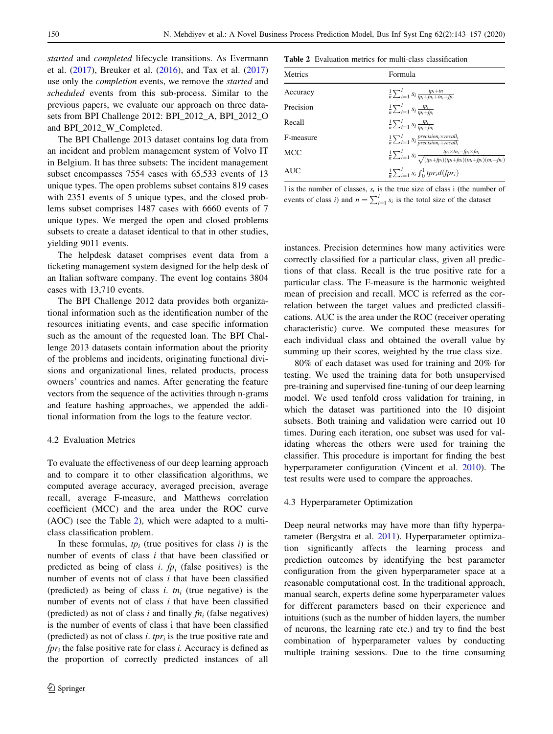*started* and *completed* lifecycle transitions. As Evermann et al. (2017), Breuker et al. (2016), and Tax et al. (2017) use only the *completion* events, we remove the *started* and *scheduled* events from this sub-process. Similar to the previous papers, we evaluate our approach on three datasets from BPI Challenge 2012: BPI_2012_A, BPI_2012_O and BPI_2012_W_Completed.

The BPI Challenge 2013 dataset contains log data from an incident and problem management system of Volvo IT in Belgium. It has three subsets: The incident management subset encompasses 7554 cases with 65,533 events of 13 unique types. The open problems subset contains 819 cases with 2351 events of 5 unique types, and the closed problems subset comprises 1487 cases with 6660 events of 7 unique types. We merged the open and closed problems subsets to create a dataset identical to that in other studies, yielding 9011 events.

The helpdesk dataset comprises event data from a ticketing management system designed for the help desk of an Italian software company. The event log contains 3804 cases with 13,710 events.

The BPI Challenge 2012 data provides both organizational information such as the identification number of the resources initiating events, and case specific information such as the amount of the requested loan. The BPI Challenge 2013 datasets contain information about the priority of the problems and incidents, originating functional divisions and organizational lines, related products, process owners' countries and names. After generating the feature vectors from the sequence of the activities through n-grams and feature hashing approaches, we appended the additional information from the logs to the feature vector.

### 4.2 Evaluation Metrics

To evaluate the effectiveness of our deep learning approach and to compare it to other classification algorithms, we computed average accuracy, averaged precision, average recall, average F-measure, and Matthews correlation coefficient (MCC) and the area under the ROC curve (AOC) (see the Table 2), which were adapted to a multi-class classification problem.

In these formulas, $tp_i$ (true positives for class $i$) is the number of events of class $i$ that have been classified or predicted as being of class $i$. $fp_i$ (false positives) is the number of events not of class $i$ that have been classified (predicted) as being of class $i$. $tn_i$ (true negative) is the number of events not of class $i$ that have been classified (predicted) as not of class $i$ and finally $fn_i$ (false negatives) is the number of events of class i that have been classified (predicted) as not of class $i$. $tpr_i$ is the true positive rate and $fpr_i$ the false positive rate for class $i$. Accuracy is defined as the proportion of correctly predicted instances of all instances. Precision determines how many activities were correctly classified for a particular class, given all predictions of that class. Recall is the true positive rate for a particular class. The F-measure is the harmonic weighted mean of precision and recall. MCC is referred as the correlation between the target values and predicted classifications. AUC is the area under the ROC (receiver operating characteristic) curve. We computed these measures for each individual class and obtained the overall value by summing up their scores, weighted by the true class size.

**Table 2** Evaluation metrics for multi-class classification

| Metrics | Formula |
|---|---|
| Accuracy | $\frac{1}{n}\sum_{i=1}^{l} s_i \frac{tp_i+tn}{tp_i+fn_i+tn_i+fp_i}$ |
| Precision | $\frac{1}{n}\sum_{i=1}^{l} s_i \frac{tp_i}{tp_i+fp_i}$ |
| Recall | $\frac{1}{n}\sum_{i=1}^{l} s_i \frac{tp_i}{tp_i+fn_i}$ |
| F-measure | $\frac{1}{n}\sum_{i=1}^{l} s_i \frac{precision_i \times recall_i}{precision_i + recall_i}$ |
| MCC | $\frac{1}{n}\sum_{i=1}^{l} s_i \frac{tp_i \times tn_i - fp_i \times fn_i}{\sqrt{(tp_i+fp_i)(tp_i+fn_i)(tn_i+fp_i)(tn_i+fn_i)}}$ |
| AUC | $\frac{1}{n}\sum_{i=1}^{l} s_i \int_0^1 tpr_i d(fpr_i)$ |

l is the number of classes, $s_i$ is the true size of class i (the number of events of class $i$) and $n = \sum_{i=1}^{l} s_i$ is the total size of the dataset

80% of each dataset was used for training and 20% for testing. We used the training data for both unsupervised pre-training and supervised fine-tuning of our deep learning model. We used tenfold cross validation for training, in which the dataset was partitioned into the 10 disjoint subsets. Both training and validation were carried out 10 times. During each iteration, one subset was used for validating whereas the others were used for training the classifier. This procedure is important for finding the best hyperparameter configuration (Vincent et al. 2010). The test results were used to compare the approaches.

### 4.3 Hyperparameter Optimization

Deep neural networks may have more than fifty hyperparameter (Bergstra et al. 2011). Hyperparameter optimization significantly affects the learning process and prediction outcomes by identifying the best parameter configuration from the given hyperparameter space at a reasonable computational cost. In the traditional approach, manual search, experts define some hyperparameter values for different parameters based on their experience and intuitions (such as the number of hidden layers, the number of neurons, the learning rate etc.) and try to find the best combination of hyperparameter values by conducting multiple training sessions. Due to the time consuming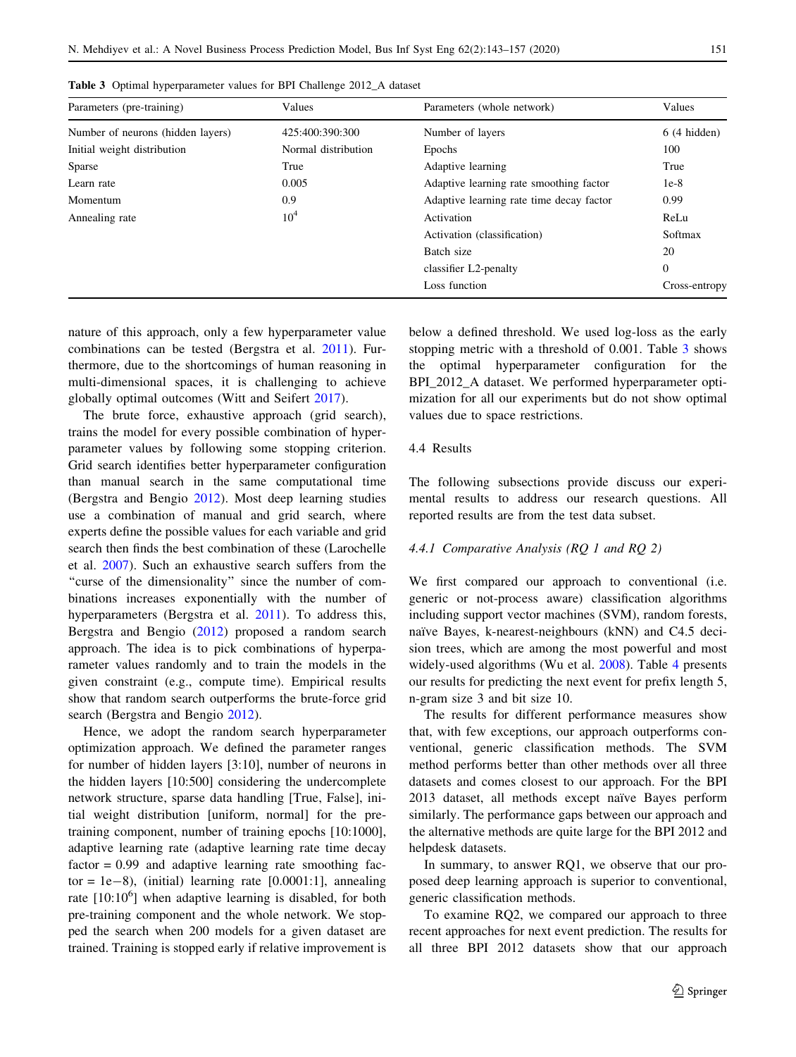**Table 3** Optimal hyperparameter values for BPI Challenge 2012_A dataset

| Parameters (pre-training) | Values | Parameters (whole network) | Values |
|---|---|---|---|
| Number of neurons (hidden layers) | 425:400:390:300 | Number of layers | 6 (4 hidden) |
| Initial weight distribution | Normal distribution | Epochs | 100 |
| Sparse | True | Adaptive learning | True |
| Learn rate | 0.005 | Adaptive learning rate smoothing factor | 1e-8 |
| Momentum | 0.9 | Adaptive learning rate time decay factor | 0.99 |
| Annealing rate | $10^4$ | Activation | ReLu |
| | | Activation (classification) | Softmax |
| | | Batch size | 20 |
| | | classifier L2-penalty | 0 |
| | | Loss function | Cross-entropy |

nature of this approach, only a few hyperparameter value combinations can be tested (Bergstra et al. 2011). Furthermore, due to the shortcomings of human reasoning in multi-dimensional spaces, it is challenging to achieve globally optimal outcomes (Witt and Seifert 2017).

The brute force, exhaustive approach (grid search), trains the model for every possible combination of hyperparameter values by following some stopping criterion. Grid search identifies better hyperparameter configuration than manual search in the same computational time (Bergstra and Bengio 2012). Most deep learning studies use a combination of manual and grid search, where experts define the possible values for each variable and grid search then finds the best combination of these (Larochelle et al. 2007). Such an exhaustive search suffers from the "curse of the dimensionality" since the number of combinations increases exponentially with the number of hyperparameters (Bergstra et al. 2011). To address this, Bergstra and Bengio (2012) proposed a random search approach. The idea is to pick combinations of hyperparameter values randomly and to train the models in the given constraint (e.g., compute time). Empirical results show that random search outperforms the brute-force grid search (Bergstra and Bengio 2012).

Hence, we adopt the random search hyperparameter optimization approach. We defined the parameter ranges for number of hidden layers [3:10], number of neurons in the hidden layers [10:500] considering the undercomplete network structure, sparse data handling [True, False], initial weight distribution [uniform, normal] for the pre-training component, number of training epochs [10:1000], adaptive learning rate (adaptive learning rate time decay factor = 0.99 and adaptive learning rate smoothing factor = 1e−8), (initial) learning rate [0.0001:1], annealing rate [10:$10^6$] when adaptive learning is disabled, for both pre-training component and the whole network. We stopped the search when 200 models for a given dataset are trained. Training is stopped early if relative improvement is below a defined threshold. We used log-loss as the early stopping metric with a threshold of 0.001. Table 3 shows the optimal hyperparameter configuration for the BPI_2012_A dataset. We performed hyperparameter optimization for all our experiments but do not show optimal values due to space restrictions.

### 4.4 Results

The following subsections provide discuss our experimental results to address our research questions. All reported results are from the test data subset.

#### *4.4.1 Comparative Analysis (RQ 1 and RQ 2)*

We first compared our approach to conventional (i.e. generic or not-process aware) classification algorithms including support vector machines (SVM), random forests, naïve Bayes, k-nearest-neighbours (kNN) and C4.5 decision trees, which are among the most powerful and most widely-used algorithms (Wu et al. 2008). Table 4 presents our results for predicting the next event for prefix length 5, n-gram size 3 and bit size 10.

The results for different performance measures show that, with few exceptions, our approach outperforms conventional, generic classification methods. The SVM method performs better than other methods over all three datasets and comes closest to our approach. For the BPI 2013 dataset, all methods except naïve Bayes perform similarly. The performance gaps between our approach and the alternative methods are quite large for the BPI 2012 and helpdesk datasets.

In summary, to answer RQ1, we observe that our proposed deep learning approach is superior to conventional, generic classification methods.

To examine RQ2, we compared our approach to three recent approaches for next event prediction. The results for all three BPI 2012 datasets show that our approach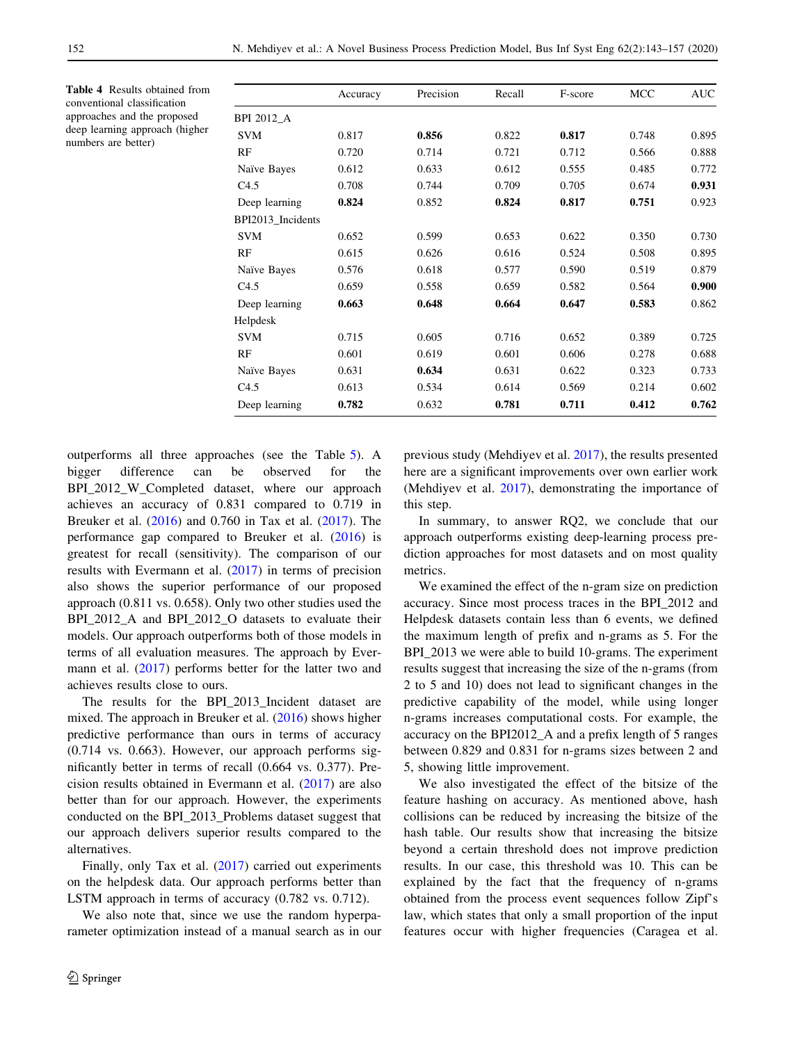**Table 4** Results obtained from conventional classification approaches and the proposed deep learning approach (higher numbers are better)

| | Accuracy | Precision | Recall | F-score | MCC | AUC |
|---|---|---|---|---|---|---|
| BPI 2012_A | | | | | | |
| SVM | 0.817 | **0.856** | 0.822 | **0.817** | 0.748 | 0.895 |
| RF | 0.720 | 0.714 | 0.721 | 0.712 | 0.566 | 0.888 |
| Naïve Bayes | 0.612 | 0.633 | 0.612 | 0.555 | 0.485 | 0.772 |
| C4.5 | 0.708 | 0.744 | 0.709 | 0.705 | 0.674 | **0.931** |
| Deep learning | **0.824** | 0.852 | **0.824** | **0.817** | **0.751** | 0.923 |
| BPI2013_Incidents | | | | | | |
| SVM | 0.652 | 0.599 | 0.653 | 0.622 | 0.350 | 0.730 |
| RF | 0.615 | 0.626 | 0.616 | 0.524 | 0.508 | 0.895 |
| Naïve Bayes | 0.576 | 0.618 | 0.577 | 0.590 | 0.519 | 0.879 |
| C4.5 | 0.659 | 0.558 | 0.659 | 0.582 | 0.564 | **0.900** |
| Deep learning | **0.663** | **0.648** | **0.664** | **0.647** | **0.583** | 0.862 |
| Helpdesk | | | | | | |
| SVM | 0.715 | 0.605 | 0.716 | 0.652 | 0.389 | 0.725 |
| RF | 0.601 | 0.619 | 0.601 | 0.606 | 0.278 | 0.688 |
| Naïve Bayes | 0.631 | **0.634** | 0.631 | 0.622 | 0.323 | 0.733 |
| C4.5 | 0.613 | 0.534 | 0.614 | 0.569 | 0.214 | 0.602 |
| Deep learning | **0.782** | 0.632 | **0.781** | **0.711** | **0.412** | **0.762** |

outperforms all three approaches (see the Table 5). A bigger difference can be observed for the BPI_2012_W_Completed dataset, where our approach achieves an accuracy of 0.831 compared to 0.719 in Breuker et al. (2016) and 0.760 in Tax et al. (2017). The performance gap compared to Breuker et al. (2016) is greatest for recall (sensitivity). The comparison of our results with Evermann et al. (2017) in terms of precision also shows the superior performance of our proposed approach (0.811 vs. 0.658). Only two other studies used the BPI_2012_A and BPI_2012_O datasets to evaluate their models. Our approach outperforms both of those models in terms of all evaluation measures. The approach by Evermann et al. (2017) performs better for the latter two and achieves results close to ours.

The results for the BPI_2013_Incident dataset are mixed. The approach in Breuker et al. (2016) shows higher predictive performance than ours in terms of accuracy (0.714 vs. 0.663). However, our approach performs significantly better in terms of recall (0.664 vs. 0.377). Precision results obtained in Evermann et al. (2017) are also better than for our approach. However, the experiments conducted on the BPI_2013_Problems dataset suggest that our approach delivers superior results compared to the alternatives.

Finally, only Tax et al. (2017) carried out experiments on the helpdesk data. Our approach performs better than LSTM approach in terms of accuracy (0.782 vs. 0.712).

We also note that, since we use the random hyperparameter optimization instead of a manual search as in our previous study (Mehdiyev et al. 2017), the results presented here are a significant improvements over own earlier work (Mehdiyev et al. 2017), demonstrating the importance of this step.

In summary, to answer RQ2, we conclude that our approach outperforms existing deep-learning process prediction approaches for most datasets and on most quality metrics.

We examined the effect of the n-gram size on prediction accuracy. Since most process traces in the BPI_2012 and Helpdesk datasets contain less than 6 events, we defined the maximum length of prefix and n-grams as 5. For the BPI_2013 we were able to build 10-grams. The experiment results suggest that increasing the size of the n-grams (from 2 to 5 and 10) does not lead to significant changes in the predictive capability of the model, while using longer n-grams increases computational costs. For example, the accuracy on the BPI2012_A and a prefix length of 5 ranges between 0.829 and 0.831 for n-grams sizes between 2 and 5, showing little improvement.

We also investigated the effect of the bitsize of the feature hashing on accuracy. As mentioned above, hash collisions can be reduced by increasing the bitsize of the hash table. Our results show that increasing the bitsize beyond a certain threshold does not improve prediction results. In our case, this threshold was 10. This can be explained by the fact that the frequency of n-grams obtained from the process event sequences follow Zipf's law, which states that only a small proportion of the input features occur with higher frequencies (Caragea et al.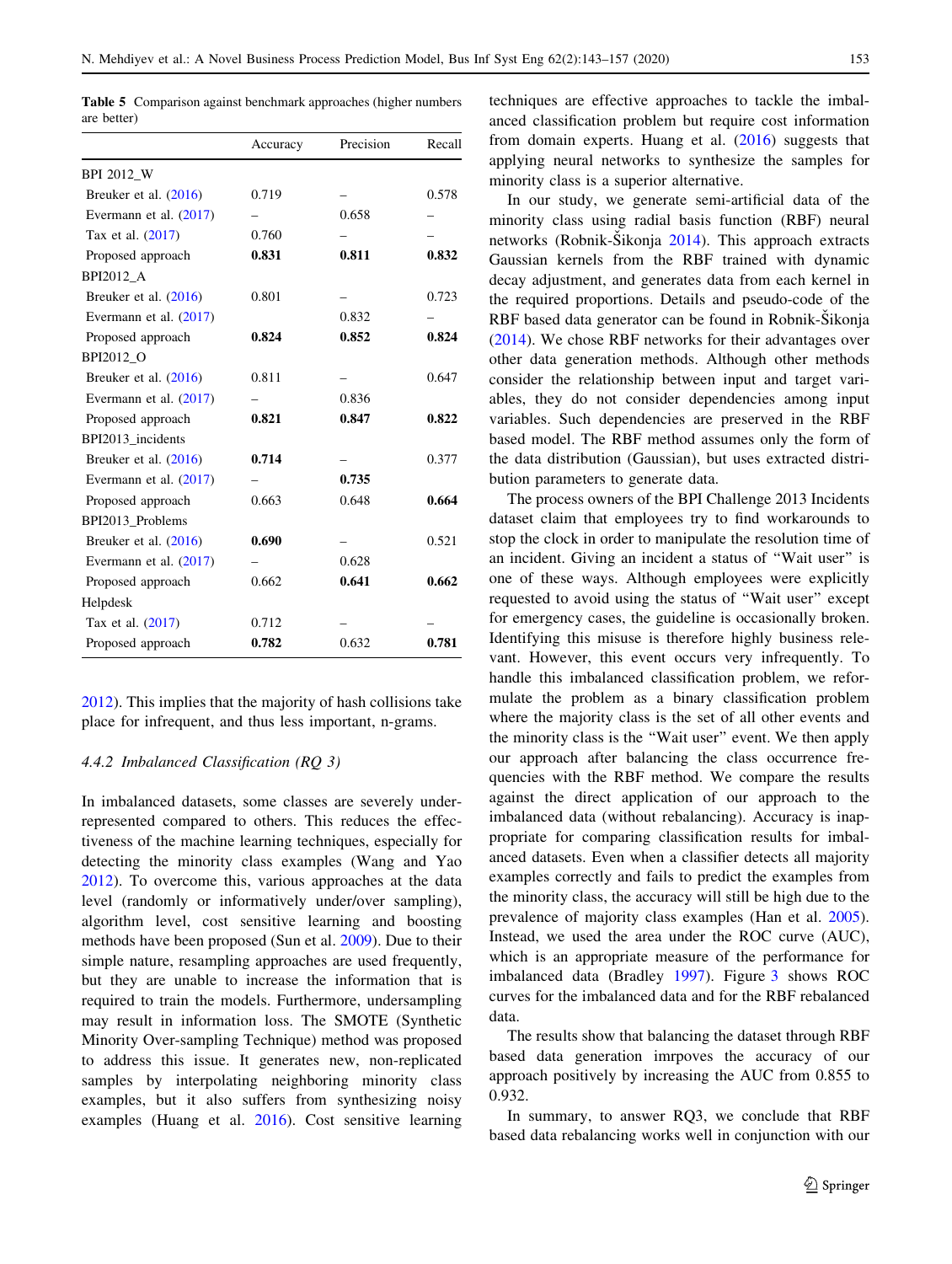Table 5 Comparison against benchmark approaches (higher numbers are better)

| | Accuracy | Precision | Recall |
|---|---|---|---|
| BPI 2012_W | | | |
| Breuker et al. (2016) | 0.719 | – | 0.578 |
| Evermann et al. (2017) | – | 0.658 | – |
| Tax et al. (2017) | 0.760 | – | – |
| Proposed approach | **0.831** | **0.811** | **0.832** |
| BPI2012_A | | | |
| Breuker et al. (2016) | 0.801 | – | 0.723 |
| Evermann et al. (2017) | | 0.832 | – |
| Proposed approach | **0.824** | **0.852** | **0.824** |
| BPI2012_O | | | |
| Breuker et al. (2016) | 0.811 | – | 0.647 |
| Evermann et al. (2017) | – | 0.836 | – |
| Proposed approach | **0.821** | **0.847** | **0.822** |
| BPI2013_incidents | | | |
| Breuker et al. (2016) | **0.714** | – | 0.377 |
| Evermann et al. (2017) | – | **0.735** | – |
| Proposed approach | 0.663 | 0.648 | **0.664** |
| BPI2013_Problems | | | |
| Breuker et al. (2016) | **0.690** | – | 0.521 |
| Evermann et al. (2017) | – | 0.628 | – |
| Proposed approach | 0.662 | **0.641** | **0.662** |
| Helpdesk | | | |
| Tax et al. (2017) | 0.712 | – | – |
| Proposed approach | **0.782** | 0.632 | **0.781** |

2012). This implies that the majority of hash collisions take place for infrequent, and thus less important, n-grams.

#### 4.4.2 Imbalanced Classification (RQ 3)

In imbalanced datasets, some classes are severely under-represented compared to others. This reduces the effectiveness of the machine learning techniques, especially for detecting the minority class examples (Wang and Yao 2012). To overcome this, various approaches at the data level (randomly or informatively under/over sampling), algorithm level, cost sensitive learning and boosting methods have been proposed (Sun et al. 2009). Due to their simple nature, resampling approaches are used frequently, but they are unable to increase the information that is required to train the models. Furthermore, undersampling may result in information loss. The SMOTE (Synthetic Minority Over-sampling Technique) method was proposed to address this issue. It generates new, non-replicated samples by interpolating neighboring minority class examples, but it also suffers from synthesizing noisy examples (Huang et al. 2016). Cost sensitive learning techniques are effective approaches to tackle the imbalanced classification problem but require cost information from domain experts. Huang et al. (2016) suggests that applying neural networks to synthesize the samples for minority class is a superior alternative.

In our study, we generate semi-artificial data of the minority class using radial basis function (RBF) neural networks (Robnik-Šikonja 2014). This approach extracts Gaussian kernels from the RBF trained with dynamic decay adjustment, and generates data from each kernel in the required proportions. Details and pseudo-code of the RBF based data generator can be found in Robnik-Šikonja (2014). We chose RBF networks for their advantages over other data generation methods. Although other methods consider the relationship between input and target variables, they do not consider dependencies among input variables. Such dependencies are preserved in the RBF based model. The RBF method assumes only the form of the data distribution (Gaussian), but uses extracted distribution parameters to generate data.

The process owners of the BPI Challenge 2013 Incidents dataset claim that employees try to find workarounds to stop the clock in order to manipulate the resolution time of an incident. Giving an incident a status of "Wait user" is one of these ways. Although employees were explicitly requested to avoid using the status of "Wait user" except for emergency cases, the guideline is occasionally broken. Identifying this misuse is therefore highly business relevant. However, this event occurs very infrequently. To handle this imbalanced classification problem, we reformulate the problem as a binary classification problem where the majority class is the set of all other events and the minority class is the "Wait user" event. We then apply our approach after balancing the class occurrence frequencies with the RBF method. We compare the results against the direct application of our approach to the imbalanced data (without rebalancing). Accuracy is inappropriate for comparing classification results for imbalanced datasets. Even when a classifier detects all majority examples correctly and fails to predict the examples from the minority class, the accuracy will still be high due to the prevalence of majority class examples (Han et al. 2005). Instead, we used the area under the ROC curve (AUC), which is an appropriate measure of the performance for imbalanced data (Bradley 1997). Figure 3 shows ROC curves for the imbalanced data and for the RBF rebalanced data.

The results show that balancing the dataset through RBF based data generation imrpoves the accuracy of our approach positively by increasing the AUC from 0.855 to 0.932.

In summary, to answer RQ3, we conclude that RBF based data rebalancing works well in conjunction with our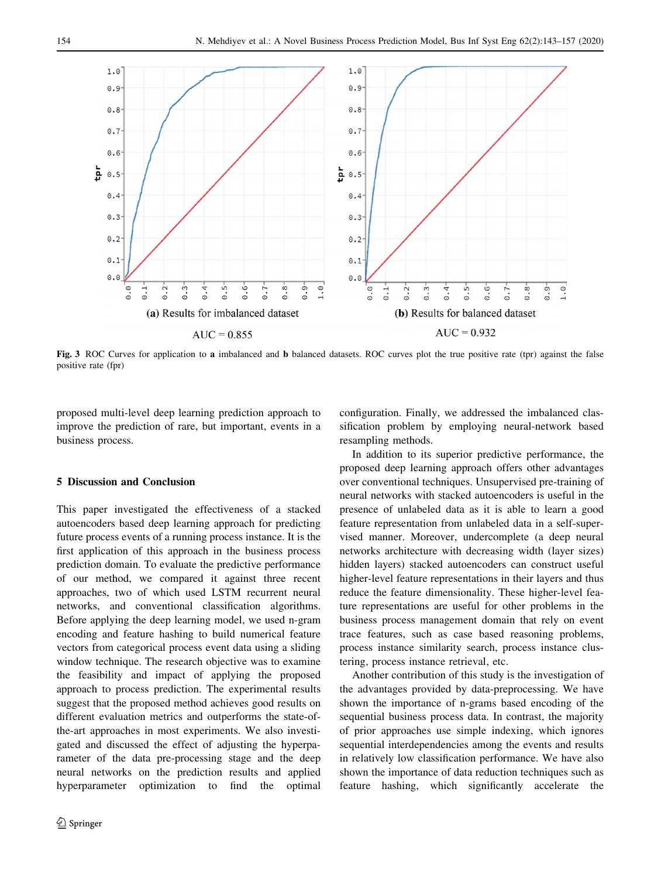(a) Results for imbalanced dataset

AUC = 0.855

(b) Results for balanced dataset

AUC = 0.932

**Fig. 3** ROC Curves for application to **a** imbalanced and **b** balanced datasets. ROC curves plot the true positive rate (tpr) against the false positive rate (fpr)

proposed multi-level deep learning prediction approach to improve the prediction of rare, but important, events in a business process.

## 5 Discussion and Conclusion

This paper investigated the effectiveness of a stacked autoencoders based deep learning approach for predicting future process events of a running process instance. It is the first application of this approach in the business process prediction domain. To evaluate the predictive performance of our method, we compared it against three recent approaches, two of which used LSTM recurrent neural networks, and conventional classification algorithms. Before applying the deep learning model, we used n-gram encoding and feature hashing to build numerical feature vectors from categorical process event data using a sliding window technique. The research objective was to examine the feasibility and impact of applying the proposed approach to process prediction. The experimental results suggest that the proposed method achieves good results on different evaluation metrics and outperforms the state-of-the-art approaches in most experiments. We also investigated and discussed the effect of adjusting the hyperparameter of the data pre-processing stage and the deep neural networks on the prediction results and applied hyperparameter optimization to find the optimal configuration. Finally, we addressed the imbalanced classification problem by employing neural-network based resampling methods.

In addition to its superior predictive performance, the proposed deep learning approach offers other advantages over conventional techniques. Unsupervised pre-training of neural networks with stacked autoencoders is useful in the presence of unlabeled data as it is able to learn a good feature representation from unlabeled data in a self-supervised manner. Moreover, undercomplete (a deep neural networks architecture with decreasing width (layer sizes) hidden layers) stacked autoencoders can construct useful higher-level feature representations in their layers and thus reduce the feature dimensionality. These higher-level feature representations are useful for other problems in the business process management domain that rely on event trace features, such as case based reasoning problems, process instance similarity search, process instance clustering, process instance retrieval, etc.

Another contribution of this study is the investigation of the advantages provided by data-preprocessing. We have shown the importance of n-grams based encoding of the sequential business process data. In contrast, the majority of prior approaches use simple indexing, which ignores sequential interdependencies among the events and results in relatively low classification performance. We have also shown the importance of data reduction techniques such as feature hashing, which significantly accelerate the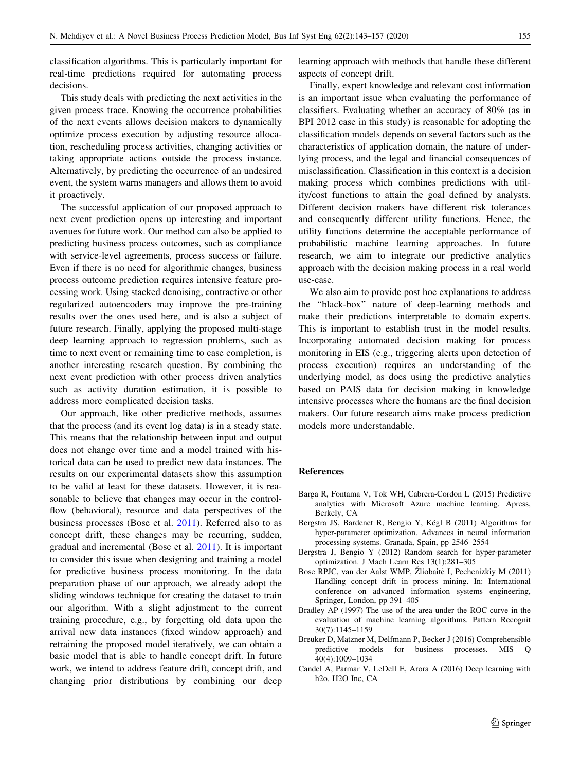classification algorithms. This is particularly important for real-time predictions required for automating process decisions.

This study deals with predicting the next activities in the given process trace. Knowing the occurrence probabilities of the next events allows decision makers to dynamically optimize process execution by adjusting resource allocation, rescheduling process activities, changing activities or taking appropriate actions outside the process instance. Alternatively, by predicting the occurrence of an undesired event, the system warns managers and allows them to avoid it proactively.

The successful application of our proposed approach to next event prediction opens up interesting and important avenues for future work. Our method can also be applied to predicting business process outcomes, such as compliance with service-level agreements, process success or failure. Even if there is no need for algorithmic changes, business process outcome prediction requires intensive feature processing work. Using stacked denoising, contractive or other regularized autoencoders may improve the pre-training results over the ones used here, and is also a subject of future research. Finally, applying the proposed multi-stage deep learning approach to regression problems, such as time to next event or remaining time to case completion, is another interesting research question. By combining the next event prediction with other process driven analytics such as activity duration estimation, it is possible to address more complicated decision tasks.

Our approach, like other predictive methods, assumes that the process (and its event log data) is in a steady state. This means that the relationship between input and output does not change over time and a model trained with historical data can be used to predict new data instances. The results on our experimental datasets show this assumption to be valid at least for these datasets. However, it is reasonable to believe that changes may occur in the control-flow (behavioral), resource and data perspectives of the business processes (Bose et al. 2011). Referred also to as concept drift, these changes may be recurring, sudden, gradual and incremental (Bose et al. 2011). It is important to consider this issue when designing and training a model for predictive business process monitoring. In the data preparation phase of our approach, we already adopt the sliding windows technique for creating the dataset to train our algorithm. With a slight adjustment to the current training procedure, e.g., by forgetting old data upon the arrival new data instances (fixed window approach) and retraining the proposed model iteratively, we can obtain a basic model that is able to handle concept drift. In future work, we intend to address feature drift, concept drift, and changing prior distributions by combining our deep learning approach with methods that handle these different aspects of concept drift.

Finally, expert knowledge and relevant cost information is an important issue when evaluating the performance of classifiers. Evaluating whether an accuracy of 80% (as in BPI 2012 case in this study) is reasonable for adopting the classification models depends on several factors such as the characteristics of application domain, the nature of underlying process, and the legal and financial consequences of misclassification. Classification in this context is a decision making process which combines predictions with utility/cost functions to attain the goal defined by analysts. Different decision makers have different risk tolerances and consequently different utility functions. Hence, the utility functions determine the acceptable performance of probabilistic machine learning approaches. In future research, we aim to integrate our predictive analytics approach with the decision making process in a real world use-case.

We also aim to provide post hoc explanations to address the "black-box" nature of deep-learning methods and make their predictions interpretable to domain experts. This is important to establish trust in the model results. Incorporating automated decision making for process monitoring in EIS (e.g., triggering alerts upon detection of process execution) requires an understanding of the underlying model, as does using the predictive analytics based on PAIS data for decision making in knowledge intensive processes where the humans are the final decision makers. Our future research aims make process prediction models more understandable.

## References

Barga R, Fontama V, Tok WH, Cabrera-Cordon L (2015) Predictive analytics with Microsoft Azure machine learning. Apress, Berkely, CA

Bergstra JS, Bardenet R, Bengio Y, Kégl B (2011) Algorithms for hyper-parameter optimization. Advances in neural information processing systems. Granada, Spain, pp 2546–2554

Bergstra J, Bengio Y (2012) Random search for hyper-parameter optimization. J Mach Learn Res 13(1):281–305

Bose RPJC, van der Aalst WMP, Žliobaitė I, Pechenizkiy M (2011) Handling concept drift in process mining. In: International conference on advanced information systems engineering, Springer, London, pp 391–405

Bradley AP (1997) The use of the area under the ROC curve in the evaluation of machine learning algorithms. Pattern Recognit 30(7):1145–1159

Breuker D, Matzner M, Delfmann P, Becker J (2016) Comprehensible predictive models for business processes. MIS Q 40(4):1009–1034

Candel A, Parmar V, LeDell E, Arora A (2016) Deep learning with h2o. H2O Inc, CA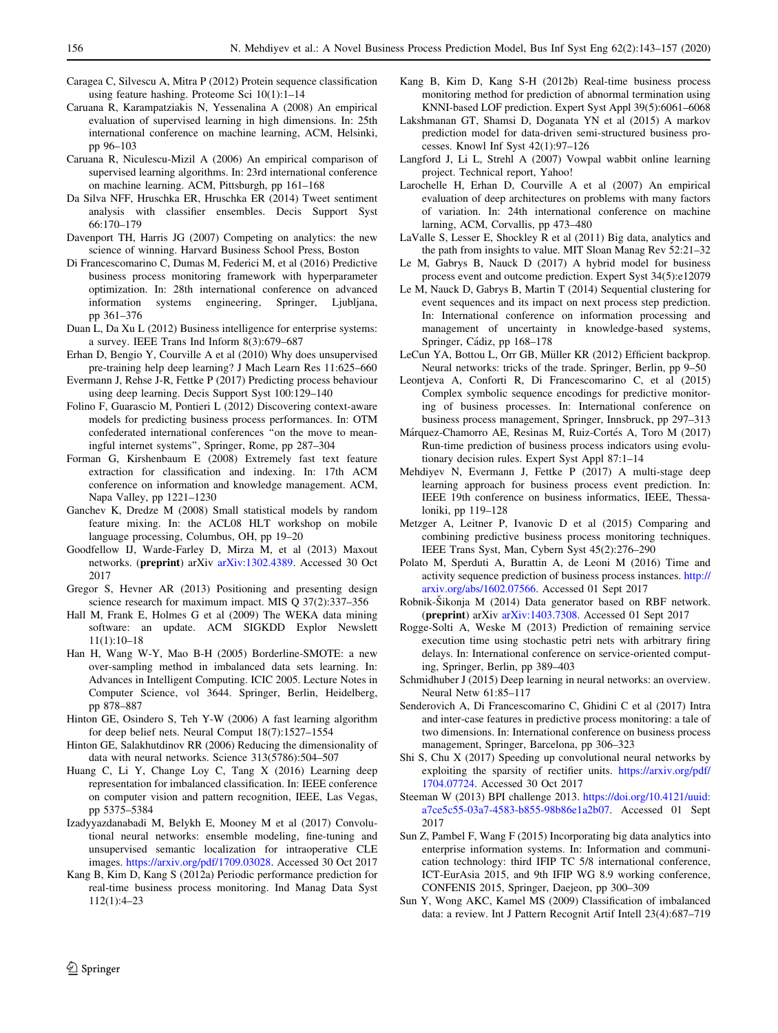Caragea C, Silvescu A, Mitra P (2012) Protein sequence classification using feature hashing. Proteome Sci 10(1):1–14

Caruana R, Karampatziakis N, Yessenalina A (2008) An empirical evaluation of supervised learning in high dimensions. In: 25th international conference on machine learning, ACM, Helsinki, pp 96–103

Caruana R, Niculescu-Mizil A (2006) An empirical comparison of supervised learning algorithms. In: 23rd international conference on machine learning. ACM, Pittsburgh, pp 161–168

Da Silva NFF, Hruschka ER, Hruschka ER (2014) Tweet sentiment analysis with classifier ensembles. Decis Support Syst 66:170–179

Davenport TH, Harris JG (2007) Competing on analytics: the new science of winning. Harvard Business School Press, Boston

Di Francescomarino C, Dumas M, Federici M, et al (2016) Predictive business process monitoring framework with hyperparameter optimization. In: 28th international conference on advanced information systems engineering, Springer, Ljubljana, pp 361–376

Duan L, Da Xu L (2012) Business intelligence for enterprise systems: a survey. IEEE Trans Ind Inform 8(3):679–687

Erhan D, Bengio Y, Courville A et al (2010) Why does unsupervised pre-training help deep learning? J Mach Learn Res 11:625–660

Evermann J, Rehse J-R, Fettke P (2017) Predicting process behaviour using deep learning. Decis Support Syst 100:129–140

Folino F, Guarascio M, Pontieri L (2012) Discovering context-aware models for predicting business process performances. In: OTM confederated international conferences "on the move to meaningful internet systems", Springer, Rome, pp 287–304

Forman G, Kirshenbaum E (2008) Extremely fast text feature extraction for classification and indexing. In: 17th ACM conference on information and knowledge management. ACM, Napa Valley, pp 1221–1230

Ganchev K, Dredze M (2008) Small statistical models by random feature mixing. In: the ACL08 HLT workshop on mobile language processing, Columbus, OH, pp 19–20

Goodfellow IJ, Warde-Farley D, Mirza M, et al (2013) Maxout networks. (**preprint**) arXiv arXiv:1302.4389. Accessed 30 Oct 2017

Gregor S, Hevner AR (2013) Positioning and presenting design science research for maximum impact. MIS Q 37(2):337–356

Hall M, Frank E, Holmes G et al (2009) The WEKA data mining software: an update. ACM SIGKDD Explor Newslett 11(1):10–18

Han H, Wang W-Y, Mao B-H (2005) Borderline-SMOTE: a new over-sampling method in imbalanced data sets learning. In: Advances in Intelligent Computing. ICIC 2005. Lecture Notes in Computer Science, vol 3644. Springer, Berlin, Heidelberg, pp 878–887

Hinton GE, Osindero S, Teh Y-W (2006) A fast learning algorithm for deep belief nets. Neural Comput 18(7):1527–1554

Hinton GE, Salakhutdinov RR (2006) Reducing the dimensionality of data with neural networks. Science 313(5786):504–507

Huang C, Li Y, Change Loy C, Tang X (2016) Learning deep representation for imbalanced classification. In: IEEE conference on computer vision and pattern recognition, IEEE, Las Vegas, pp 5375–5384

Izadyyazdanabadi M, Belykh E, Mooney M et al (2017) Convolutional neural networks: ensemble modeling, fine-tuning and unsupervised semantic localization for intraoperative CLE images. https://arxiv.org/pdf/1709.03028. Accessed 30 Oct 2017

Kang B, Kim D, Kang S (2012a) Periodic performance prediction for real-time business process monitoring. Ind Manag Data Syst 112(1):4–23

Kang B, Kim D, Kang S-H (2012b) Real-time business process monitoring method for prediction of abnormal termination using KNNI-based LOF prediction. Expert Syst Appl 39(5):6061–6068

Lakshmanan GT, Shamsi D, Doganata YN et al (2015) A markov prediction model for data-driven semi-structured business processes. Knowl Inf Syst 42(1):97–126

Langford J, Li L, Strehl A (2007) Vowpal wabbit online learning project. Technical report, Yahoo!

Larochelle H, Erhan D, Courville A et al (2007) An empirical evaluation of deep architectures on problems with many factors of variation. In: 24th international conference on machine larning, ACM, Corvallis, pp 473–480

LaValle S, Lesser E, Shockley R et al (2011) Big data, analytics and the path from insights to value. MIT Sloan Manag Rev 52:21–32

Le M, Gabrys B, Nauck D (2017) A hybrid model for business process event and outcome prediction. Expert Syst 34(5):e12079

Le M, Nauck D, Gabrys B, Martin T (2014) Sequential clustering for event sequences and its impact on next process step prediction. In: International conference on information processing and management of uncertainty in knowledge-based systems, Springer, Cádiz, pp 168–178

LeCun YA, Bottou L, Orr GB, Müller KR (2012) Efficient backprop. Neural networks: tricks of the trade. Springer, Berlin, pp 9–50

Leontjeva A, Conforti R, Di Francescomarino C, et al (2015) Complex symbolic sequence encodings for predictive monitoring of business processes. In: International conference on business process management, Springer, Innsbruck, pp 297–313

Márquez-Chamorro AE, Resinas M, Ruiz-Cortés A, Toro M (2017) Run-time prediction of business process indicators using evolutionary decision rules. Expert Syst Appl 87:1–14

Mehdiyev N, Evermann J, Fettke P (2017) A multi-stage deep learning approach for business process event prediction. In: IEEE 19th conference on business informatics, IEEE, Thessaloniki, pp 119–128

Metzger A, Leitner P, Ivanovic D et al (2015) Comparing and combining predictive business process monitoring techniques. IEEE Trans Syst, Man, Cybern Syst 45(2):276–290

Polato M, Sperduti A, Burattin A, de Leoni M (2016) Time and activity sequence prediction of business process instances. http://arxiv.org/abs/1602.07566. Accessed 01 Sept 2017

Robnik-Šikonja M (2014) Data generator based on RBF network. (**preprint**) arXiv arXiv:1403.7308. Accessed 01 Sept 2017

Rogge-Solti A, Weske M (2013) Prediction of remaining service execution time using stochastic petri nets with arbitrary firing delays. In: International conference on service-oriented computing, Springer, Berlin, pp 389–403

Schmidhuber J (2015) Deep learning in neural networks: an overview. Neural Netw 61:85–117

Senderovich A, Di Francescomarino C, Ghidini C et al (2017) Intra and inter-case features in predictive process monitoring: a tale of two dimensions. In: International conference on business process management, Springer, Barcelona, pp 306–323

Shi S, Chu X (2017) Speeding up convolutional neural networks by exploiting the sparsity of rectifier units. https://arxiv.org/pdf/1704.07724. Accessed 30 Oct 2017

Steeman W (2013) BPI challenge 2013. https://doi.org/10.4121/uuid:a7ce5c55-03a7-4583-b855-98b86e1a2b07. Accessed 01 Sept 2017

Sun Z, Pambel F, Wang F (2015) Incorporating big data analytics into enterprise information systems. In: Information and communication technology: third IFIP TC 5/8 international conference, ICT-EurAsia 2015, and 9th IFIP WG 8.9 working conference, CONFENIS 2015, Springer, Daejeon, pp 300–309

Sun Y, Wong AKC, Kamel MS (2009) Classification of imbalanced data: a review. Int J Pattern Recognit Artif Intell 23(4):687–719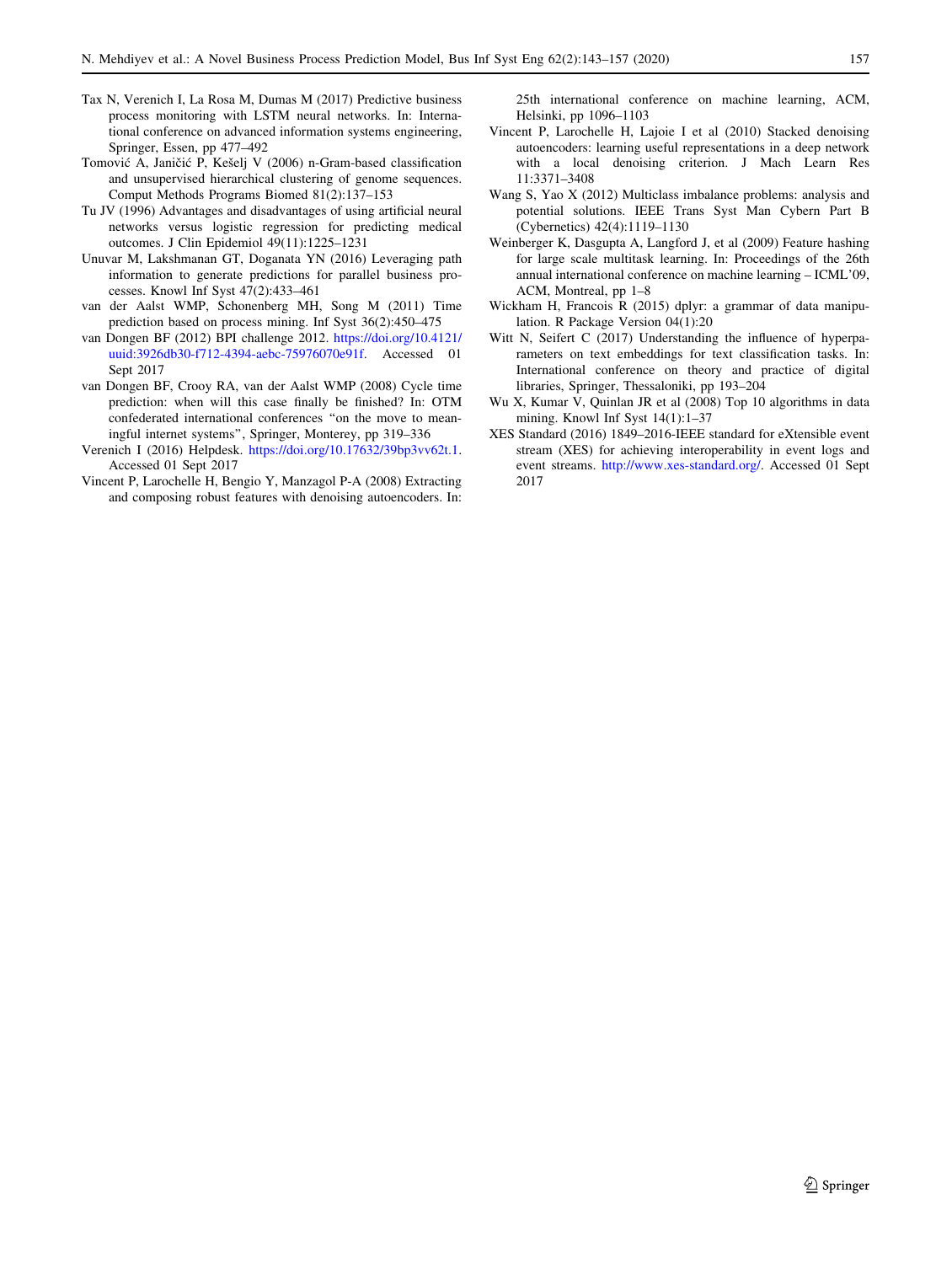Tax N, Verenich I, La Rosa M, Dumas M (2017) Predictive business process monitoring with LSTM neural networks. In: International conference on advanced information systems engineering, Springer, Essen, pp 477–492

Tomović A, Janičić P, Kešelj V (2006) n-Gram-based classification and unsupervised hierarchical clustering of genome sequences. Comput Methods Programs Biomed 81(2):137–153

Tu JV (1996) Advantages and disadvantages of using artificial neural networks versus logistic regression for predicting medical outcomes. J Clin Epidemiol 49(11):1225–1231

Unuvar M, Lakshmanan GT, Doganata YN (2016) Leveraging path information to generate predictions for parallel business processes. Knowl Inf Syst 47(2):433–461

van der Aalst WMP, Schonenberg MH, Song M (2011) Time prediction based on process mining. Inf Syst 36(2):450–475

van Dongen BF (2012) BPI challenge 2012. https://doi.org/10.4121/uuid:3926db30-f712-4394-aebc-75976070e91f. Accessed 01 Sept 2017

van Dongen BF, Crooy RA, van der Aalst WMP (2008) Cycle time prediction: when will this case finally be finished? In: OTM confederated international conferences "on the move to meaningful internet systems", Springer, Monterey, pp 319–336

Verenich I (2016) Helpdesk. https://doi.org/10.17632/39bp3vv62t.1. Accessed 01 Sept 2017

Vincent P, Larochelle H, Bengio Y, Manzagol P-A (2008) Extracting and composing robust features with denoising autoencoders. In: 25th international conference on machine learning, ACM, Helsinki, pp 1096–1103

Vincent P, Larochelle H, Lajoie I et al (2010) Stacked denoising autoencoders: learning useful representations in a deep network with a local denoising criterion. J Mach Learn Res 11:3371–3408

Wang S, Yao X (2012) Multiclass imbalance problems: analysis and potential solutions. IEEE Trans Syst Man Cybern Part B (Cybernetics) 42(4):1119–1130

Weinberger K, Dasgupta A, Langford J, et al (2009) Feature hashing for large scale multitask learning. In: Proceedings of the 26th annual international conference on machine learning – ICML'09, ACM, Montreal, pp 1–8

Wickham H, Francois R (2015) dplyr: a grammar of data manipulation. R Package Version 04(1):20

Witt N, Seifert C (2017) Understanding the influence of hyperparameters on text embeddings for text classification tasks. In: International conference on theory and practice of digital libraries, Springer, Thessaloniki, pp 193–204

Wu X, Kumar V, Quinlan JR et al (2008) Top 10 algorithms in data mining. Knowl Inf Syst 14(1):1–37

XES Standard (2016) 1849–2016-IEEE standard for eXtensible event stream (XES) for achieving interoperability in event logs and event streams. http://www.xes-standard.org/. Accessed 01 Sept 2017